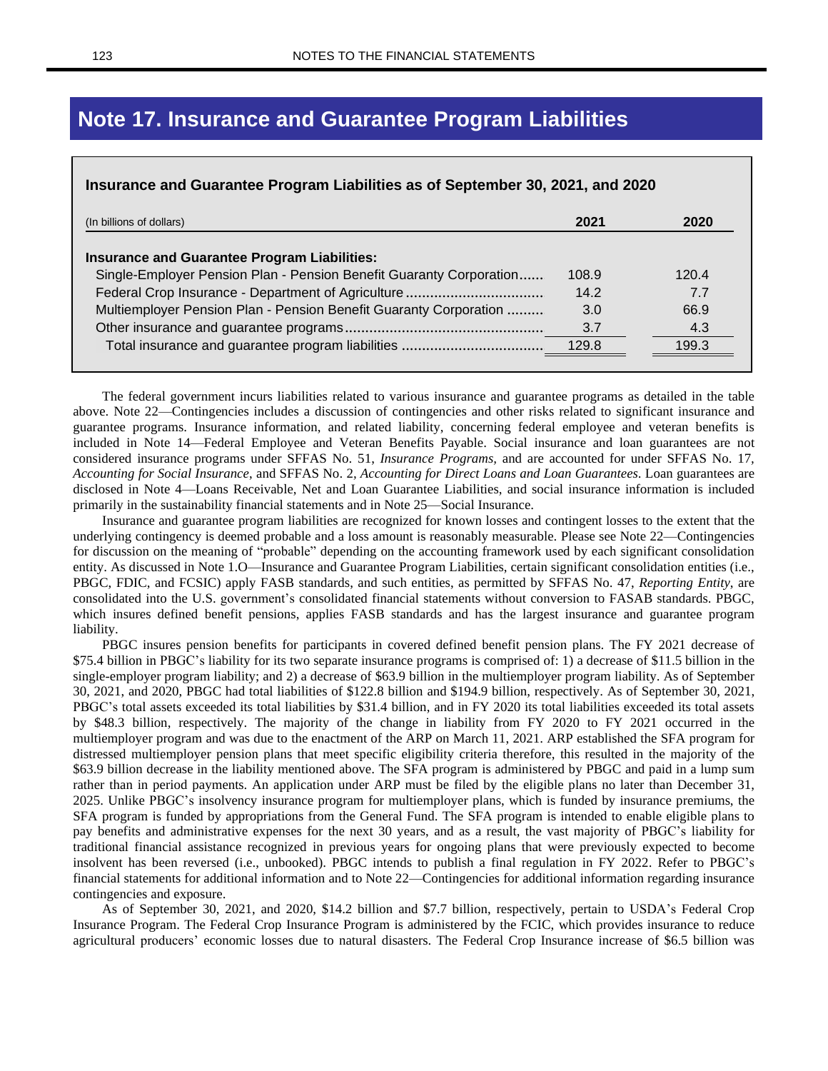# Note 17. Insurance and Guarantee Program Liabilities

**Insurance and Guarantee Program Liabilities as of September 30, 2021, and 2020**

| (In billions of dollars) | 2021 | 2020 |
|---|---|---|
| **Insurance and Guarantee Program Liabilities:** | | |
| Single-Employer Pension Plan - Pension Benefit Guaranty Corporation | 108.9 | 120.4 |
| Federal Crop Insurance - Department of Agriculture | 14.2 | 7.7 |
| Multiemployer Pension Plan - Pension Benefit Guaranty Corporation | 3.0 | 66.9 |
| Other insurance and guarantee programs | 3.7 | 4.3 |
| Total insurance and guarantee program liabilities | 129.8 | 199.3 |

The federal government incurs liabilities related to various insurance and guarantee programs as detailed in the table above. Note 22—Contingencies includes a discussion of contingencies and other risks related to significant insurance and guarantee programs. Insurance information, and related liability, concerning federal employee and veteran benefits is included in Note 14—Federal Employee and Veteran Benefits Payable. Social insurance and loan guarantees are not considered insurance programs under SFFAS No. 51, *Insurance Programs,* and are accounted for under SFFAS No. 17, *Accounting for Social Insurance*, and SFFAS No. 2, *Accounting for Direct Loans and Loan Guarantees*. Loan guarantees are disclosed in Note 4—Loans Receivable, Net and Loan Guarantee Liabilities, and social insurance information is included primarily in the sustainability financial statements and in Note 25—Social Insurance.

Insurance and guarantee program liabilities are recognized for known losses and contingent losses to the extent that the underlying contingency is deemed probable and a loss amount is reasonably measurable. Please see Note 22—Contingencies for discussion on the meaning of "probable" depending on the accounting framework used by each significant consolidation entity. As discussed in Note 1.O—Insurance and Guarantee Program Liabilities, certain significant consolidation entities (i.e., PBGC, FDIC, and FCSIC) apply FASB standards, and such entities, as permitted by SFFAS No. 47, *Reporting Entity*, are consolidated into the U.S. government's consolidated financial statements without conversion to FASAB standards. PBGC, which insures defined benefit pensions, applies FASB standards and has the largest insurance and guarantee program liability.

PBGC insures pension benefits for participants in covered defined benefit pension plans. The FY 2021 decrease of \$75.4 billion in PBGC's liability for its two separate insurance programs is comprised of: 1) a decrease of \$11.5 billion in the single-employer program liability; and 2) a decrease of \$63.9 billion in the multiemployer program liability. As of September 30, 2021, and 2020, PBGC had total liabilities of \$122.8 billion and \$194.9 billion, respectively. As of September 30, 2021, PBGC's total assets exceeded its total liabilities by \$31.4 billion, and in FY 2020 its total liabilities exceeded its total assets by \$48.3 billion, respectively. The majority of the change in liability from FY 2020 to FY 2021 occurred in the multiemployer program and was due to the enactment of the ARP on March 11, 2021. ARP established the SFA program for distressed multiemployer pension plans that meet specific eligibility criteria therefore, this resulted in the majority of the \$63.9 billion decrease in the liability mentioned above. The SFA program is administered by PBGC and paid in a lump sum rather than in period payments. An application under ARP must be filed by the eligible plans no later than December 31, 2025. Unlike PBGC's insolvency insurance program for multiemployer plans, which is funded by insurance premiums, the SFA program is funded by appropriations from the General Fund. The SFA program is intended to enable eligible plans to pay benefits and administrative expenses for the next 30 years, and as a result, the vast majority of PBGC's liability for traditional financial assistance recognized in previous years for ongoing plans that were previously expected to become insolvent has been reversed (i.e., unbooked). PBGC intends to publish a final regulation in FY 2022. Refer to PBGC's financial statements for additional information and to Note 22—Contingencies for additional information regarding insurance contingencies and exposure.

As of September 30, 2021, and 2020, \$14.2 billion and \$7.7 billion, respectively, pertain to USDA's Federal Crop Insurance Program. The Federal Crop Insurance Program is administered by the FCIC, which provides insurance to reduce agricultural producers' economic losses due to natural disasters. The Federal Crop Insurance increase of \$6.5 billion was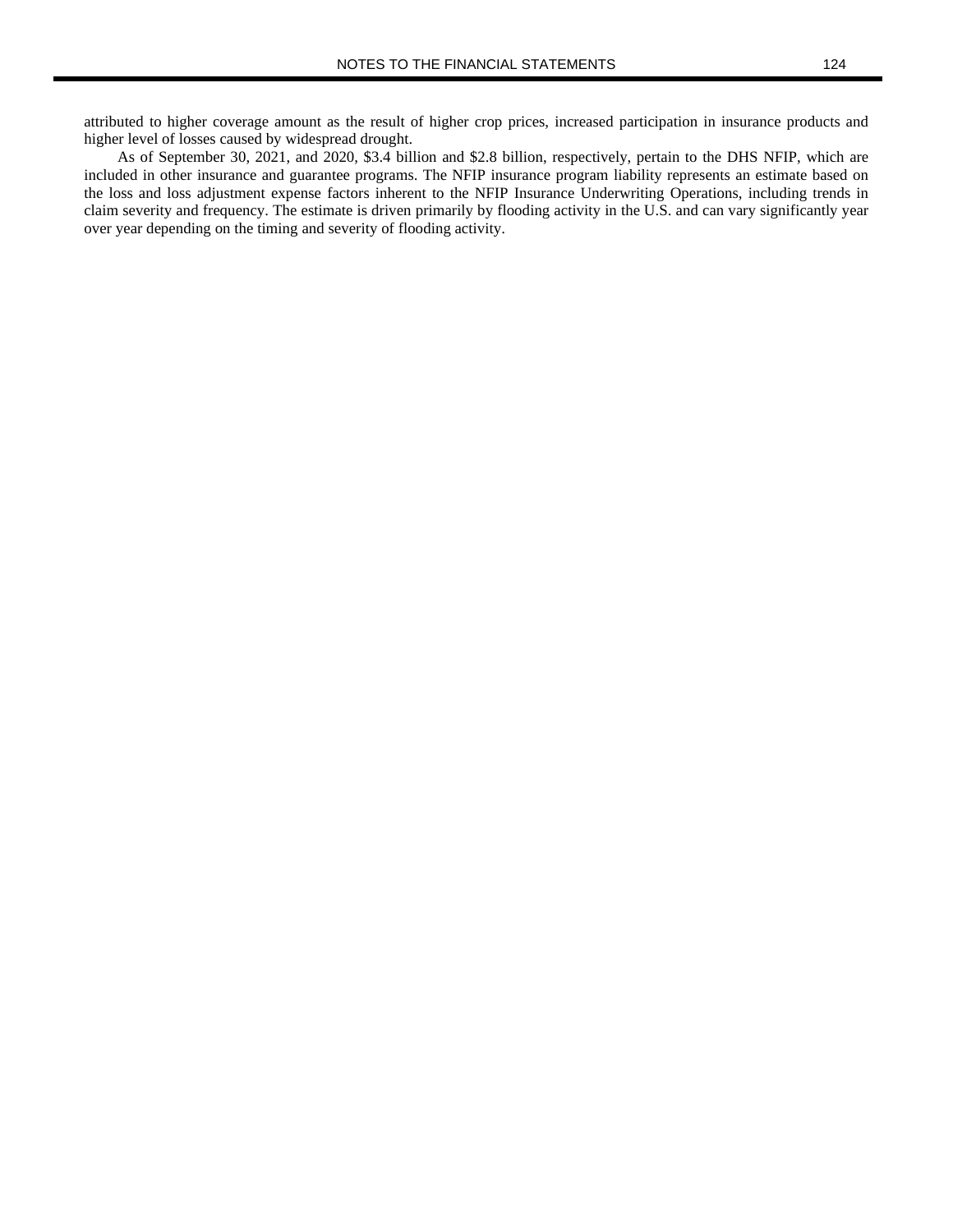attributed to higher coverage amount as the result of higher crop prices, increased participation in insurance products and higher level of losses caused by widespread drought.

As of September 30, 2021, and 2020, $3.4 billion and $2.8 billion, respectively, pertain to the DHS NFIP, which are included in other insurance and guarantee programs. The NFIP insurance program liability represents an estimate based on the loss and loss adjustment expense factors inherent to the NFIP Insurance Underwriting Operations, including trends in claim severity and frequency. The estimate is driven primarily by flooding activity in the U.S. and can vary significantly year over year depending on the timing and severity of flooding activity.